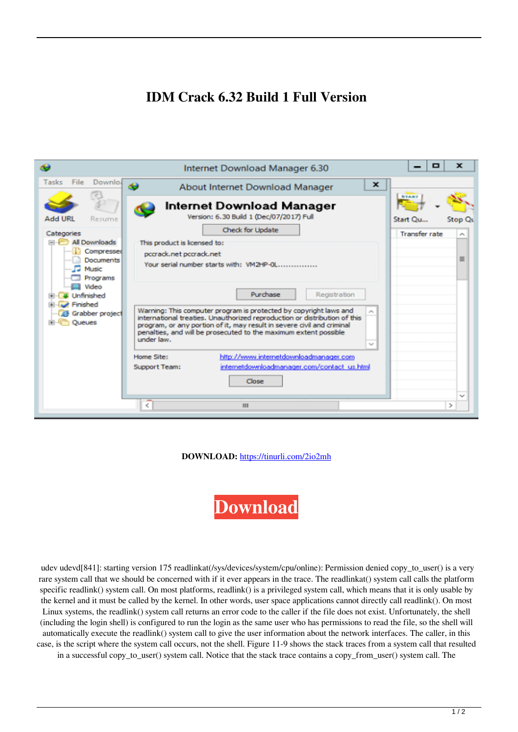# IDM Crack 6.32 Build 1 Full Version

**DOWNLOAD:** https://tinurli.com/2io2mh

**Download**

udev udevd[841]: starting version 175 readlinkat(/sys/devices/system/cpu/online): Permission denied copy_to_user() is a very rare system call that we should be concerned with if it ever appears in the trace. The readlinkat() system call calls the platform specific readlink() system call. On most platforms, readlink() is a privileged system call, which means that it is only usable by the kernel and it must be called by the kernel. In other words, user space applications cannot directly call readlink(). On most Linux systems, the readlink() system call returns an error code to the caller if the file does not exist. Unfortunately, the shell (including the login shell) is configured to run the login as the same user who has permissions to read the file, so the shell will automatically execute the readlink() system call to give the user information about the network interfaces. The caller, in this case, is the script where the system call occurs, not the shell. Figure 11-9 shows the stack traces from a system call that resulted in a successful copy_to_user() system call. Notice that the stack trace contains a copy_from_user() system call. The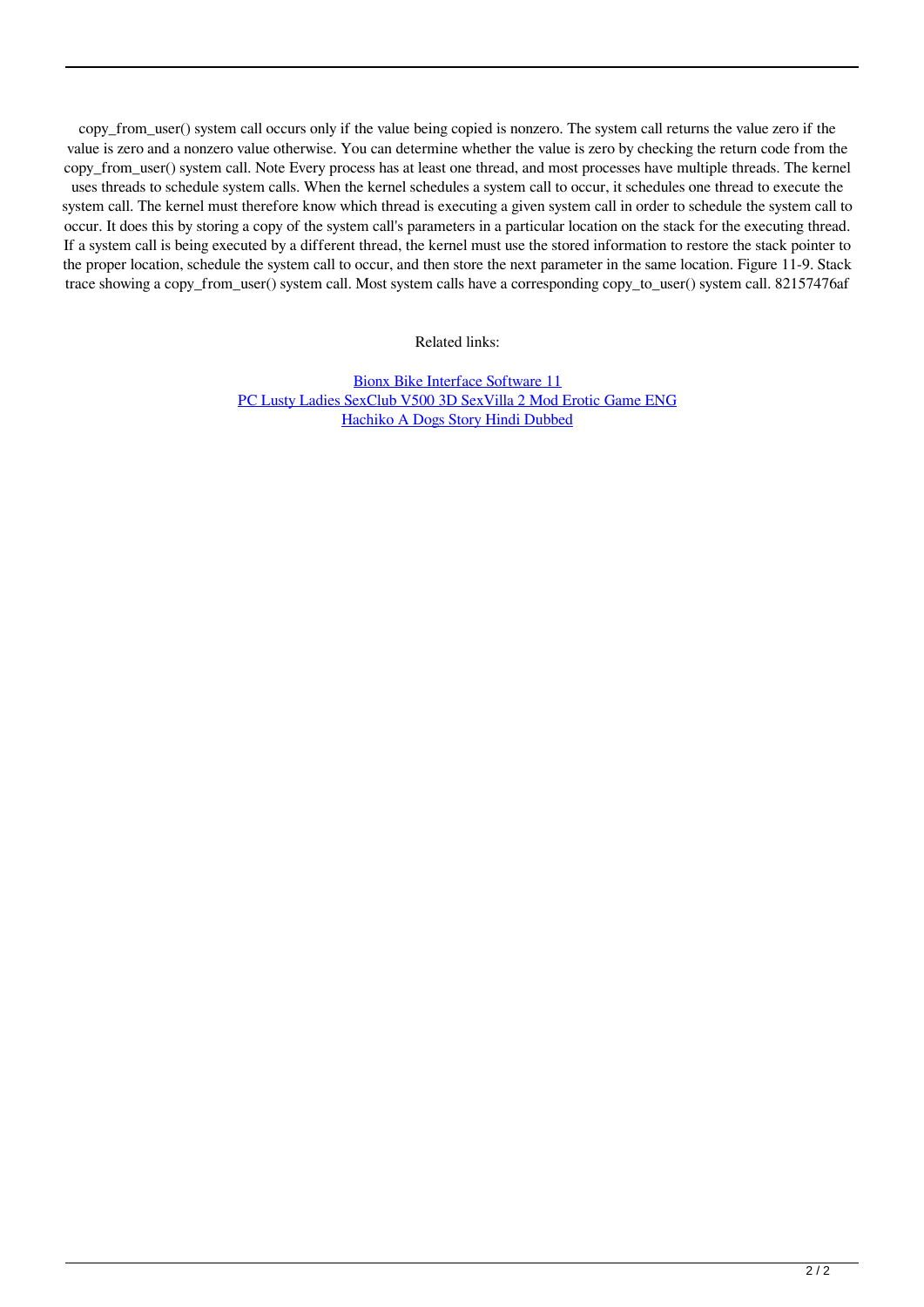copy_from_user() system call occurs only if the value being copied is nonzero. The system call returns the value zero if the value is zero and a nonzero value otherwise. You can determine whether the value is zero by checking the return code from the copy_from_user() system call. Note Every process has at least one thread, and most processes have multiple threads. The kernel uses threads to schedule system calls. When the kernel schedules a system call to occur, it schedules one thread to execute the system call. The kernel must therefore know which thread is executing a given system call in order to schedule the system call to occur. It does this by storing a copy of the system call's parameters in a particular location on the stack for the executing thread. If a system call is being executed by a different thread, the kernel must use the stored information to restore the stack pointer to the proper location, schedule the system call to occur, and then store the next parameter in the same location. Figure 11-9. Stack trace showing a copy_from_user() system call. Most system calls have a corresponding copy_to_user() system call. 82157476af

Related links:

Bionx Bike Interface Software 11
PC Lusty Ladies SexClub V500 3D SexVilla 2 Mod Erotic Game ENG
Hachiko A Dogs Story Hindi Dubbed